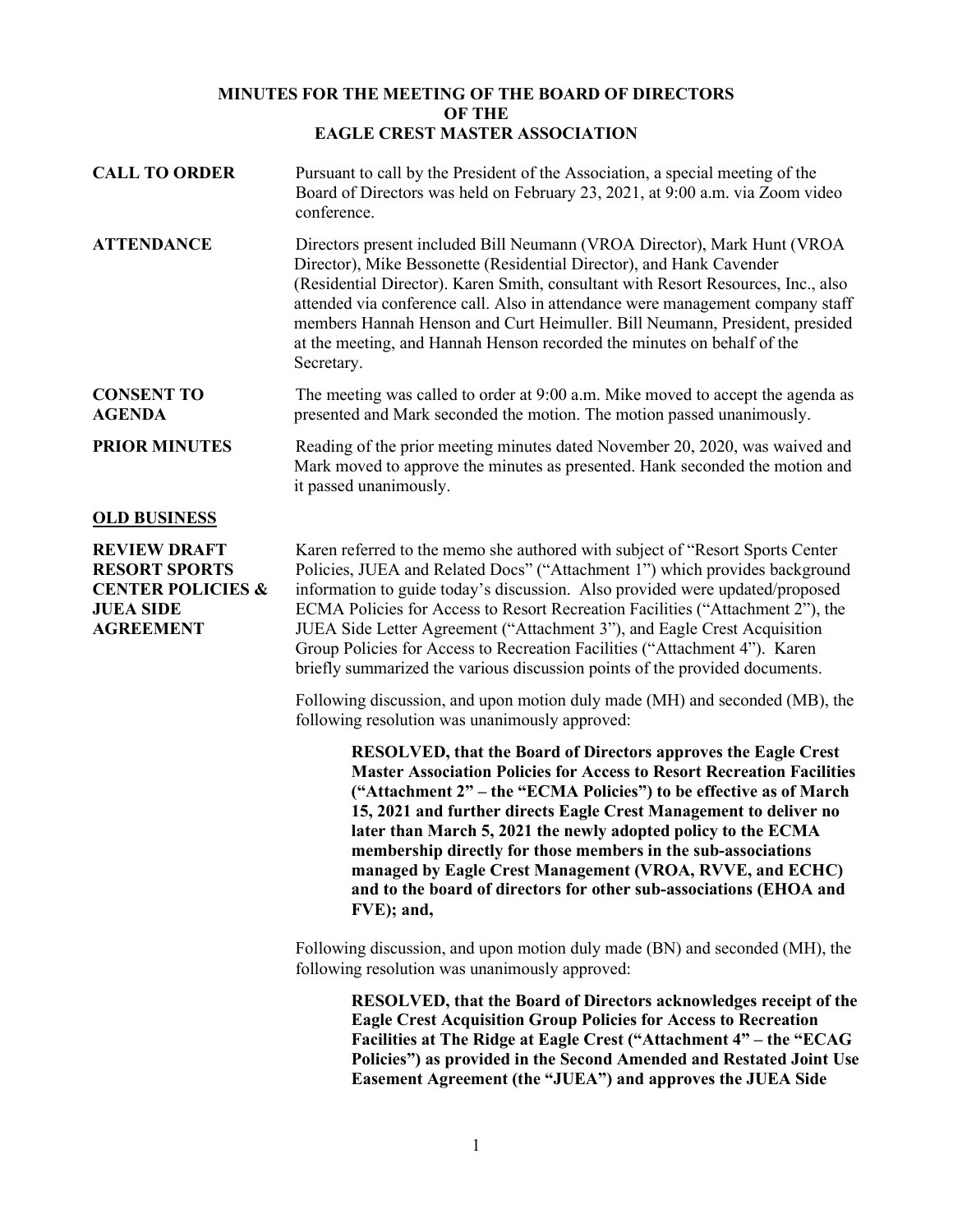# MINUTES FOR THE MEETING OF THE BOARD OF DIRECTORS OF THE EAGLE CREST MASTER ASSOCIATION

**CALL TO ORDER** Pursuant to call by the President of the Association, a special meeting of the Board of Directors was held on February 23, 2021, at 9:00 a.m. via Zoom video conference.

**ATTENDANCE** Directors present included Bill Neumann (VROA Director), Mark Hunt (VROA Director), Mike Bessonette (Residential Director), and Hank Cavender (Residential Director). Karen Smith, consultant with Resort Resources, Inc., also attended via conference call. Also in attendance were management company staff members Hannah Henson and Curt Heimuller. Bill Neumann, President, presided at the meeting, and Hannah Henson recorded the minutes on behalf of the Secretary.

**CONSENT TO AGENDA** The meeting was called to order at 9:00 a.m. Mike moved to accept the agenda as presented and Mark seconded the motion. The motion passed unanimously.

**PRIOR MINUTES** Reading of the prior meeting minutes dated November 20, 2020, was waived and Mark moved to approve the minutes as presented. Hank seconded the motion and it passed unanimously.

## OLD BUSINESS

**REVIEW DRAFT RESORT SPORTS CENTER POLICIES & JUEA SIDE AGREEMENT** Karen referred to the memo she authored with subject of "Resort Sports Center Policies, JUEA and Related Docs" ("Attachment 1") which provides background information to guide today's discussion. Also provided were updated/proposed ECMA Policies for Access to Resort Recreation Facilities ("Attachment 2"), the JUEA Side Letter Agreement ("Attachment 3"), and Eagle Crest Acquisition Group Policies for Access to Recreation Facilities ("Attachment 4"). Karen briefly summarized the various discussion points of the provided documents.

Following discussion, and upon motion duly made (MH) and seconded (MB), the following resolution was unanimously approved:

> **RESOLVED, that the Board of Directors approves the Eagle Crest Master Association Policies for Access to Resort Recreation Facilities ("Attachment 2" – the "ECMA Policies") to be effective as of March 15, 2021 and further directs Eagle Crest Management to deliver no later than March 5, 2021 the newly adopted policy to the ECMA membership directly for those members in the sub-associations managed by Eagle Crest Management (VROA, RVVE, and ECHC) and to the board of directors for other sub-associations (EHOA and FVE); and,**

Following discussion, and upon motion duly made (BN) and seconded (MH), the following resolution was unanimously approved:

> **RESOLVED, that the Board of Directors acknowledges receipt of the Eagle Crest Acquisition Group Policies for Access to Recreation Facilities at The Ridge at Eagle Crest ("Attachment 4" – the "ECAG Policies") as provided in the Second Amended and Restated Joint Use Easement Agreement (the "JUEA") and approves the JUEA Side**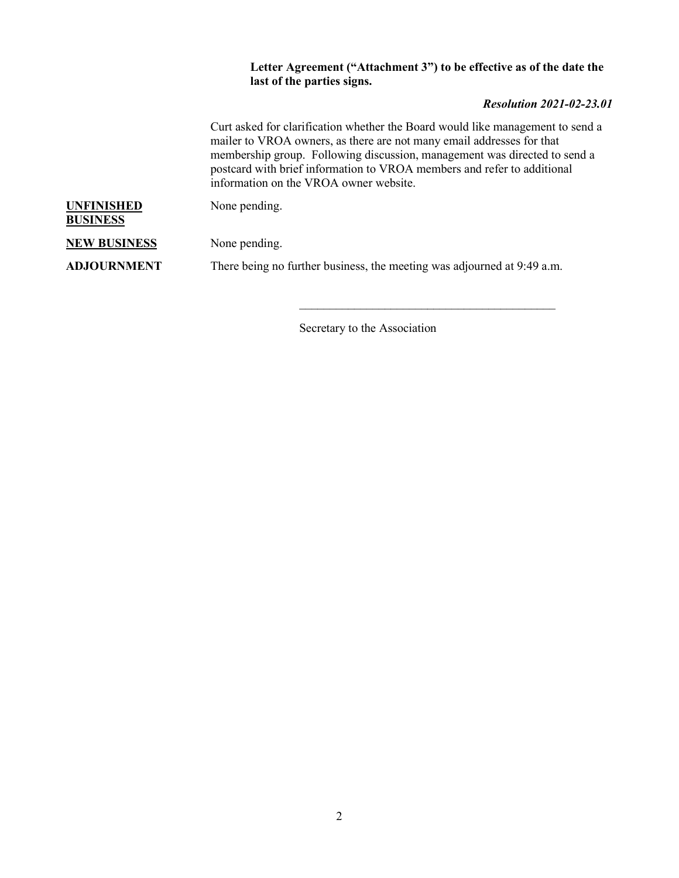**Letter Agreement ("Attachment 3") to be effective as of the date the last of the parties signs.**

***Resolution 2021-02-23.01***

Curt asked for clarification whether the Board would like management to send a mailer to VROA owners, as there are not many email addresses for that membership group. Following discussion, management was directed to send a postcard with brief information to VROA members and refer to additional information on the VROA owner website.

**UNFINISHED BUSINESS**

None pending.

**NEW BUSINESS**

None pending.

**ADJOURNMENT**

There being no further business, the meeting was adjourned at 9:49 a.m.

\_\_\_\_\_\_\_\_\_\_\_\_\_\_\_\_\_\_\_\_\_\_\_\_\_\_\_\_\_\_\_\_\_\_\_\_\_\_\_\_\_\_\_\_

Secretary to the Association